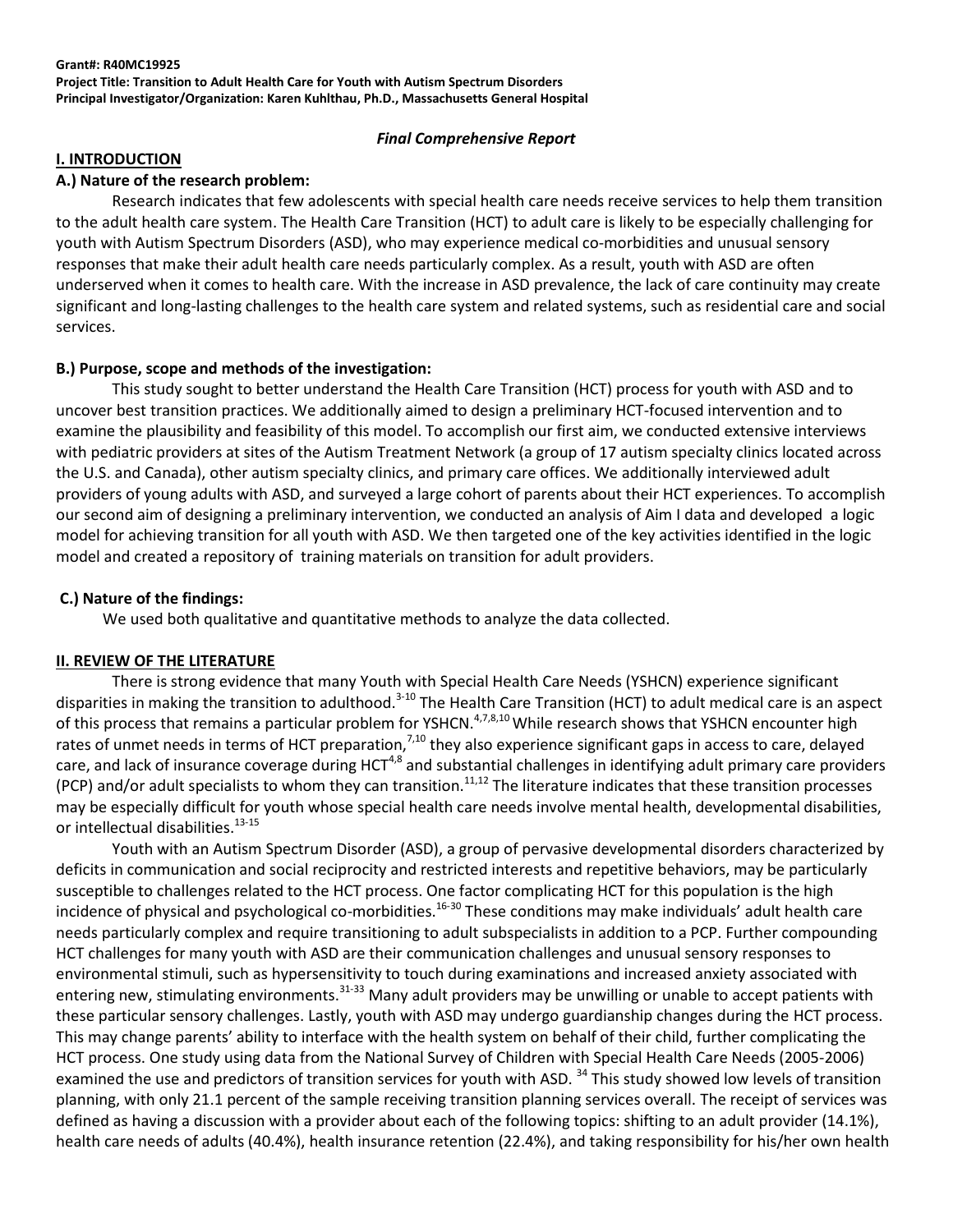**Grant#: R40MC19925**
**Project Title: Transition to Adult Health Care for Youth with Autism Spectrum Disorders**
**Principal Investigator/Organization: Karen Kuhlthau, Ph.D., Massachusetts General Hospital**

***Final Comprehensive Report***

## I. INTRODUCTION

### A.) Nature of the research problem:

Research indicates that few adolescents with special health care needs receive services to help them transition to the adult health care system. The Health Care Transition (HCT) to adult care is likely to be especially challenging for youth with Autism Spectrum Disorders (ASD), who may experience medical co-morbidities and unusual sensory responses that make their adult health care needs particularly complex. As a result, youth with ASD are often underserved when it comes to health care. With the increase in ASD prevalence, the lack of care continuity may create significant and long-lasting challenges to the health care system and related systems, such as residential care and social services.

### B.) Purpose, scope and methods of the investigation:

This study sought to better understand the Health Care Transition (HCT) process for youth with ASD and to uncover best transition practices. We additionally aimed to design a preliminary HCT-focused intervention and to examine the plausibility and feasibility of this model. To accomplish our first aim, we conducted extensive interviews with pediatric providers at sites of the Autism Treatment Network (a group of 17 autism specialty clinics located across the U.S. and Canada), other autism specialty clinics, and primary care offices. We additionally interviewed adult providers of young adults with ASD, and surveyed a large cohort of parents about their HCT experiences. To accomplish our second aim of designing a preliminary intervention, we conducted an analysis of Aim I data and developed a logic model for achieving transition for all youth with ASD. We then targeted one of the key activities identified in the logic model and created a repository of training materials on transition for adult providers.

### C.) Nature of the findings:

We used both qualitative and quantitative methods to analyze the data collected.

## II. REVIEW OF THE LITERATURE

There is strong evidence that many Youth with Special Health Care Needs (YSHCN) experience significant disparities in making the transition to adulthood.[3-10] The Health Care Transition (HCT) to adult medical care is an aspect of this process that remains a particular problem for YSHCN.[4,7,8,10] While research shows that YSHCN encounter high rates of unmet needs in terms of HCT preparation,[7,10] they also experience significant gaps in access to care, delayed care, and lack of insurance coverage during HCT[4,8] and substantial challenges in identifying adult primary care providers (PCP) and/or adult specialists to whom they can transition.[11,12] The literature indicates that these transition processes may be especially difficult for youth whose special health care needs involve mental health, developmental disabilities, or intellectual disabilities.[13-15]

Youth with an Autism Spectrum Disorder (ASD), a group of pervasive developmental disorders characterized by deficits in communication and social reciprocity and restricted interests and repetitive behaviors, may be particularly susceptible to challenges related to the HCT process. One factor complicating HCT for this population is the high incidence of physical and psychological co-morbidities.[16-30] These conditions may make individuals' adult health care needs particularly complex and require transitioning to adult subspecialists in addition to a PCP. Further compounding HCT challenges for many youth with ASD are their communication challenges and unusual sensory responses to environmental stimuli, such as hypersensitivity to touch during examinations and increased anxiety associated with entering new, stimulating environments.[31-33] Many adult providers may be unwilling or unable to accept patients with these particular sensory challenges. Lastly, youth with ASD may undergo guardianship changes during the HCT process. This may change parents' ability to interface with the health system on behalf of their child, further complicating the HCT process. One study using data from the National Survey of Children with Special Health Care Needs (2005-2006) examined the use and predictors of transition services for youth with ASD. [34] This study showed low levels of transition planning, with only 21.1 percent of the sample receiving transition planning services overall. The receipt of services was defined as having a discussion with a provider about each of the following topics: shifting to an adult provider (14.1%), health care needs of adults (40.4%), health insurance retention (22.4%), and taking responsibility for his/her own health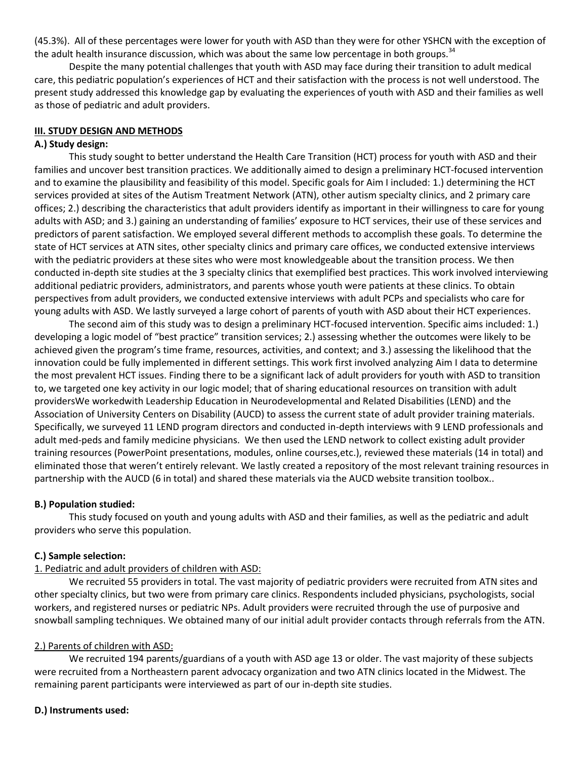(45.3%). All of these percentages were lower for youth with ASD than they were for other YSHCN with the exception of the adult health insurance discussion, which was about the same low percentage in both groups.[34]

Despite the many potential challenges that youth with ASD may face during their transition to adult medical care, this pediatric population's experiences of HCT and their satisfaction with the process is not well understood. The present study addressed this knowledge gap by evaluating the experiences of youth with ASD and their families as well as those of pediatric and adult providers.

## III. STUDY DESIGN AND METHODS

### A.) Study design:

This study sought to better understand the Health Care Transition (HCT) process for youth with ASD and their families and uncover best transition practices. We additionally aimed to design a preliminary HCT-focused intervention and to examine the plausibility and feasibility of this model. Specific goals for Aim I included: 1.) determining the HCT services provided at sites of the Autism Treatment Network (ATN), other autism specialty clinics, and 2 primary care offices; 2.) describing the characteristics that adult providers identify as important in their willingness to care for young adults with ASD; and 3.) gaining an understanding of families' exposure to HCT services, their use of these services and predictors of parent satisfaction. We employed several different methods to accomplish these goals. To determine the state of HCT services at ATN sites, other specialty clinics and primary care offices, we conducted extensive interviews with the pediatric providers at these sites who were most knowledgeable about the transition process. We then conducted in-depth site studies at the 3 specialty clinics that exemplified best practices. This work involved interviewing additional pediatric providers, administrators, and parents whose youth were patients at these clinics. To obtain perspectives from adult providers, we conducted extensive interviews with adult PCPs and specialists who care for young adults with ASD. We lastly surveyed a large cohort of parents of youth with ASD about their HCT experiences.

The second aim of this study was to design a preliminary HCT-focused intervention. Specific aims included: 1.) developing a logic model of "best practice" transition services; 2.) assessing whether the outcomes were likely to be achieved given the program's time frame, resources, activities, and context; and 3.) assessing the likelihood that the innovation could be fully implemented in different settings. This work first involved analyzing Aim I data to determine the most prevalent HCT issues. Finding there to be a significant lack of adult providers for youth with ASD to transition to, we targeted one key activity in our logic model; that of sharing educational resources on transition with adult providersWe workedwith Leadership Education in Neurodevelopmental and Related Disabilities (LEND) and the Association of University Centers on Disability (AUCD) to assess the current state of adult provider training materials. Specifically, we surveyed 11 LEND program directors and conducted in-depth interviews with 9 LEND professionals and adult med-peds and family medicine physicians. We then used the LEND network to collect existing adult provider training resources (PowerPoint presentations, modules, online courses,etc.), reviewed these materials (14 in total) and eliminated those that weren't entirely relevant. We lastly created a repository of the most relevant training resources in partnership with the AUCD (6 in total) and shared these materials via the AUCD website transition toolbox..

### B.) Population studied:

This study focused on youth and young adults with ASD and their families, as well as the pediatric and adult providers who serve this population.

### C.) Sample selection:

1. Pediatric and adult providers of children with ASD:

We recruited 55 providers in total. The vast majority of pediatric providers were recruited from ATN sites and other specialty clinics, but two were from primary care clinics. Respondents included physicians, psychologists, social workers, and registered nurses or pediatric NPs. Adult providers were recruited through the use of purposive and snowball sampling techniques. We obtained many of our initial adult provider contacts through referrals from the ATN.

2.) Parents of children with ASD:

We recruited 194 parents/guardians of a youth with ASD age 13 or older. The vast majority of these subjects were recruited from a Northeastern parent advocacy organization and two ATN clinics located in the Midwest. The remaining parent participants were interviewed as part of our in-depth site studies.

### D.) Instruments used: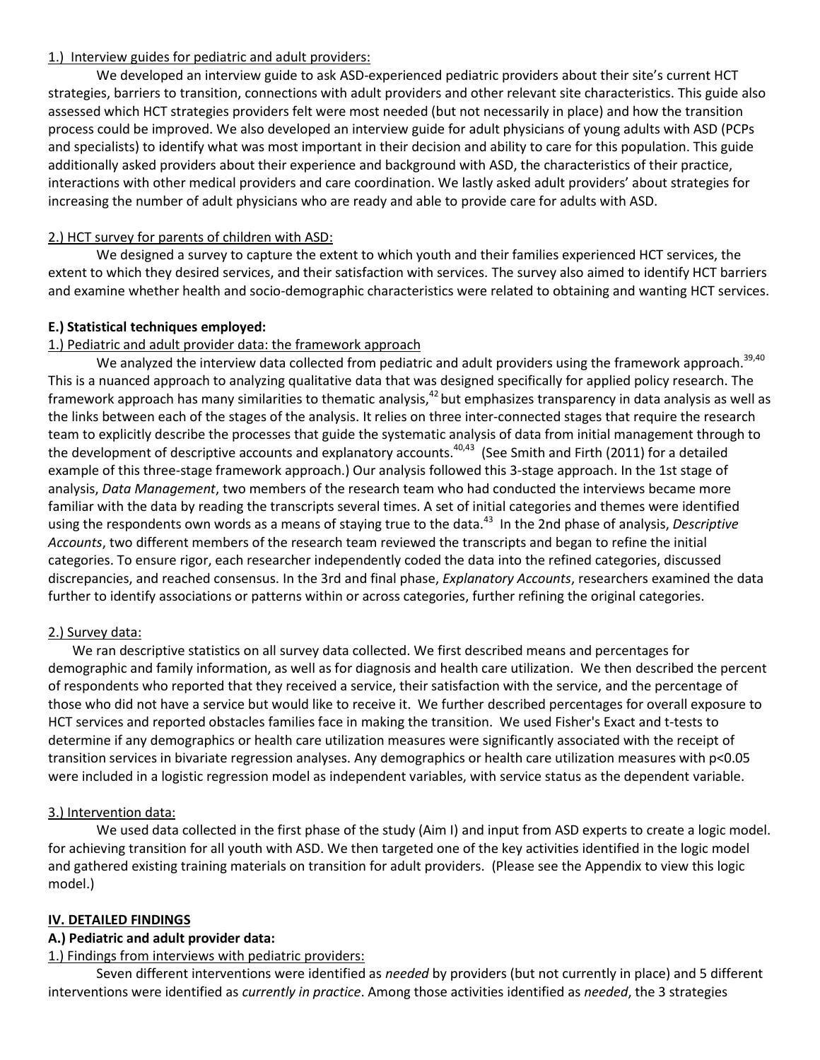1.) Interview guides for pediatric and adult providers:

We developed an interview guide to ask ASD-experienced pediatric providers about their site's current HCT strategies, barriers to transition, connections with adult providers and other relevant site characteristics. This guide also assessed which HCT strategies providers felt were most needed (but not necessarily in place) and how the transition process could be improved. We also developed an interview guide for adult physicians of young adults with ASD (PCPs and specialists) to identify what was most important in their decision and ability to care for this population. This guide additionally asked providers about their experience and background with ASD, the characteristics of their practice, interactions with other medical providers and care coordination. We lastly asked adult providers' about strategies for increasing the number of adult physicians who are ready and able to provide care for adults with ASD.

2.) HCT survey for parents of children with ASD:

We designed a survey to capture the extent to which youth and their families experienced HCT services, the extent to which they desired services, and their satisfaction with services. The survey also aimed to identify HCT barriers and examine whether health and socio-demographic characteristics were related to obtaining and wanting HCT services.

**E.) Statistical techniques employed:**

1.) Pediatric and adult provider data: the framework approach

We analyzed the interview data collected from pediatric and adult providers using the framework approach.[39,40] This is a nuanced approach to analyzing qualitative data that was designed specifically for applied policy research. The framework approach has many similarities to thematic analysis,[42] but emphasizes transparency in data analysis as well as the links between each of the stages of the analysis. It relies on three inter-connected stages that require the research team to explicitly describe the processes that guide the systematic analysis of data from initial management through to the development of descriptive accounts and explanatory accounts.[40,43] (See Smith and Firth (2011) for a detailed example of this three-stage framework approach.) Our analysis followed this 3-stage approach. In the 1st stage of analysis, *Data Management*, two members of the research team who had conducted the interviews became more familiar with the data by reading the transcripts several times. A set of initial categories and themes were identified using the respondents own words as a means of staying true to the data.[43] In the 2nd phase of analysis, *Descriptive Accounts*, two different members of the research team reviewed the transcripts and began to refine the initial categories. To ensure rigor, each researcher independently coded the data into the refined categories, discussed discrepancies, and reached consensus. In the 3rd and final phase, *Explanatory Accounts*, researchers examined the data further to identify associations or patterns within or across categories, further refining the original categories.

2.) Survey data:

We ran descriptive statistics on all survey data collected. We first described means and percentages for demographic and family information, as well as for diagnosis and health care utilization. We then described the percent of respondents who reported that they received a service, their satisfaction with the service, and the percentage of those who did not have a service but would like to receive it. We further described percentages for overall exposure to HCT services and reported obstacles families face in making the transition. We used Fisher's Exact and t-tests to determine if any demographics or health care utilization measures were significantly associated with the receipt of transition services in bivariate regression analyses. Any demographics or health care utilization measures with $p<0.05$ were included in a logistic regression model as independent variables, with service status as the dependent variable.

3.) Intervention data:

We used data collected in the first phase of the study (Aim I) and input from ASD experts to create a logic model. for achieving transition for all youth with ASD. We then targeted one of the key activities identified in the logic model and gathered existing training materials on transition for adult providers. (Please see the Appendix to view this logic model.)

## IV. DETAILED FINDINGS

**A.) Pediatric and adult provider data:**

1.) Findings from interviews with pediatric providers:

Seven different interventions were identified as *needed* by providers (but not currently in place) and 5 different interventions were identified as *currently in practice*. Among those activities identified as *needed*, the 3 strategies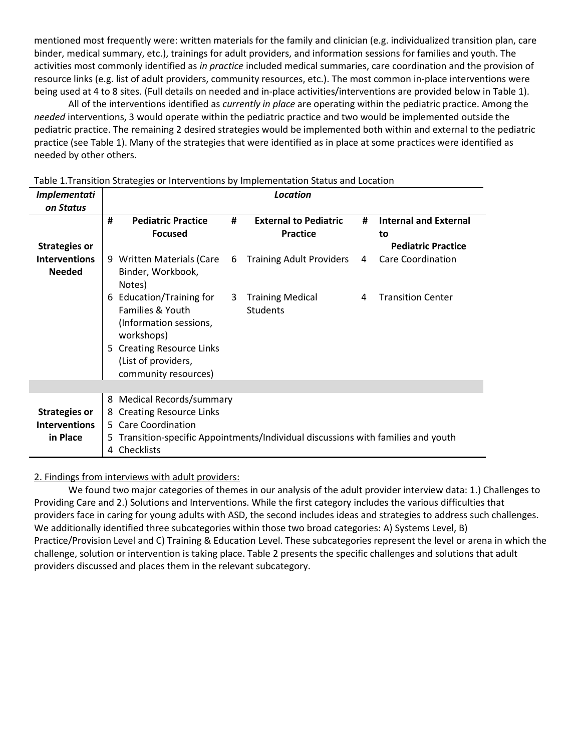mentioned most frequently were: written materials for the family and clinician (e.g. individualized transition plan, care binder, medical summary, etc.), trainings for adult providers, and information sessions for families and youth. The activities most commonly identified as *in practice* included medical summaries, care coordination and the provision of resource links (e.g. list of adult providers, community resources, etc.). The most common in-place interventions were being used at 4 to 8 sites. (Full details on needed and in-place activities/interventions are provided below in Table 1).

All of the interventions identified as *currently in place* are operating within the pediatric practice. Among the *needed* interventions, 3 would operate within the pediatric practice and two would be implemented outside the pediatric practice. The remaining 2 desired strategies would be implemented both within and external to the pediatric practice (see Table 1). Many of the strategies that were identified as in place at some practices were identified as needed by other others.

Table 1.Transition Strategies or Interventions by Implementation Status and Location

| ***Implementation Status*** | ***Location*** | | | | | |
|---|---|---|---|---|---|---|
| | **#** | **Pediatric Practice Focused** | **#** | **External to Pediatric Practice** | **#** | **Internal and External to Pediatric Practice** |
| **Strategies or Interventions Needed** | 9 | Written Materials (Care Binder, Workbook, Notes) | 6 | Training Adult Providers | 4 | Care Coordination |
| | 6 | Education/Training for Families & Youth (Information sessions, workshops) | 3 | Training Medical Students | 4 | Transition Center |
| | 5 | Creating Resource Links (List of providers, community resources) | | | | |
| **Strategies or Interventions in Place** | 8 | Medical Records/summary | | | | |
| | 8 | Creating Resource Links | | | | |
| | 5 | Care Coordination | | | | |
| | 5 | Transition-specific Appointments/Individual discussions with families and youth | | | | |
| | 4 | Checklists | | | | |

2. Findings from interviews with adult providers:

We found two major categories of themes in our analysis of the adult provider interview data: 1.) Challenges to Providing Care and 2.) Solutions and Interventions. While the first category includes the various difficulties that providers face in caring for young adults with ASD, the second includes ideas and strategies to address such challenges. We additionally identified three subcategories within those two broad categories: A) Systems Level, B) Practice/Provision Level and C) Training & Education Level. These subcategories represent the level or arena in which the challenge, solution or intervention is taking place. Table 2 presents the specific challenges and solutions that adult providers discussed and places them in the relevant subcategory.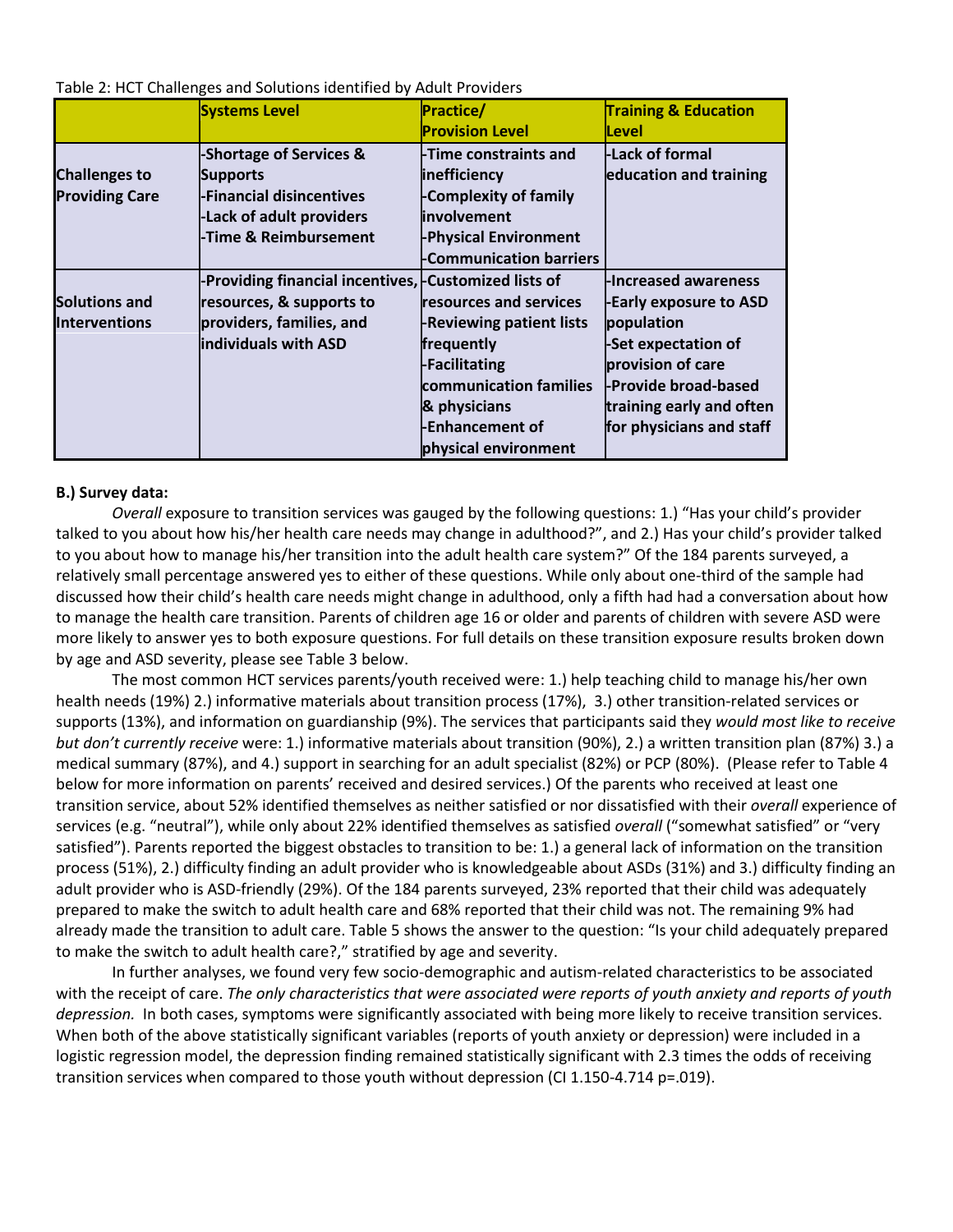Table 2: HCT Challenges and Solutions identified by Adult Providers

| | Systems Level | Practice/ Provision Level | Training & Education Level |
|---|---|---|---|
| **Challenges to Providing Care** | -Shortage of Services & Supports<br>-Financial disincentives<br>-Lack of adult providers<br>-Time & Reimbursement | -Time constraints and inefficiency<br>-Complexity of family involvement<br>-Physical Environment<br>-Communication barriers | -Lack of formal education and training |
| **Solutions and Interventions** | -Providing financial incentives, resources, & supports to providers, families, and individuals with ASD | -Customized lists of resources and services<br>-Reviewing patient lists frequently<br>-Facilitating communication families & physicians<br>-Enhancement of physical environment | -Increased awareness<br>-Early exposure to ASD population<br>-Set expectation of provision of care<br>-Provide broad-based training early and often for physicians and staff |

**B.) Survey data:**

*Overall* exposure to transition services was gauged by the following questions: 1.) "Has your child's provider talked to you about how his/her health care needs may change in adulthood?", and 2.) Has your child's provider talked to you about how to manage his/her transition into the adult health care system?" Of the 184 parents surveyed, a relatively small percentage answered yes to either of these questions. While only about one-third of the sample had discussed how their child's health care needs might change in adulthood, only a fifth had had a conversation about how to manage the health care transition. Parents of children age 16 or older and parents of children with severe ASD were more likely to answer yes to both exposure questions. For full details on these transition exposure results broken down by age and ASD severity, please see Table 3 below.

The most common HCT services parents/youth received were: 1.) help teaching child to manage his/her own health needs (19%) 2.) informative materials about transition process (17%), 3.) other transition-related services or supports (13%), and information on guardianship (9%). The services that participants said they *would most like to receive but don't currently receive* were: 1.) informative materials about transition (90%), 2.) a written transition plan (87%) 3.) a medical summary (87%), and 4.) support in searching for an adult specialist (82%) or PCP (80%). (Please refer to Table 4 below for more information on parents' received and desired services.) Of the parents who received at least one transition service, about 52% identified themselves as neither satisfied or nor dissatisfied with their *overall* experience of services (e.g. "neutral"), while only about 22% identified themselves as satisfied *overall* ("somewhat satisfied" or "very satisfied"). Parents reported the biggest obstacles to transition to be: 1.) a general lack of information on the transition process (51%), 2.) difficulty finding an adult provider who is knowledgeable about ASDs (31%) and 3.) difficulty finding an adult provider who is ASD-friendly (29%). Of the 184 parents surveyed, 23% reported that their child was adequately prepared to make the switch to adult health care and 68% reported that their child was not. The remaining 9% had already made the transition to adult care. Table 5 shows the answer to the question: "Is your child adequately prepared to make the switch to adult health care?," stratified by age and severity.

In further analyses, we found very few socio-demographic and autism-related characteristics to be associated with the receipt of care. *The only characteristics that were associated were reports of youth anxiety and reports of youth depression.* In both cases, symptoms were significantly associated with being more likely to receive transition services. When both of the above statistically significant variables (reports of youth anxiety or depression) were included in a logistic regression model, the depression finding remained statistically significant with 2.3 times the odds of receiving transition services when compared to those youth without depression (CI 1.150-4.714 $p=.019$).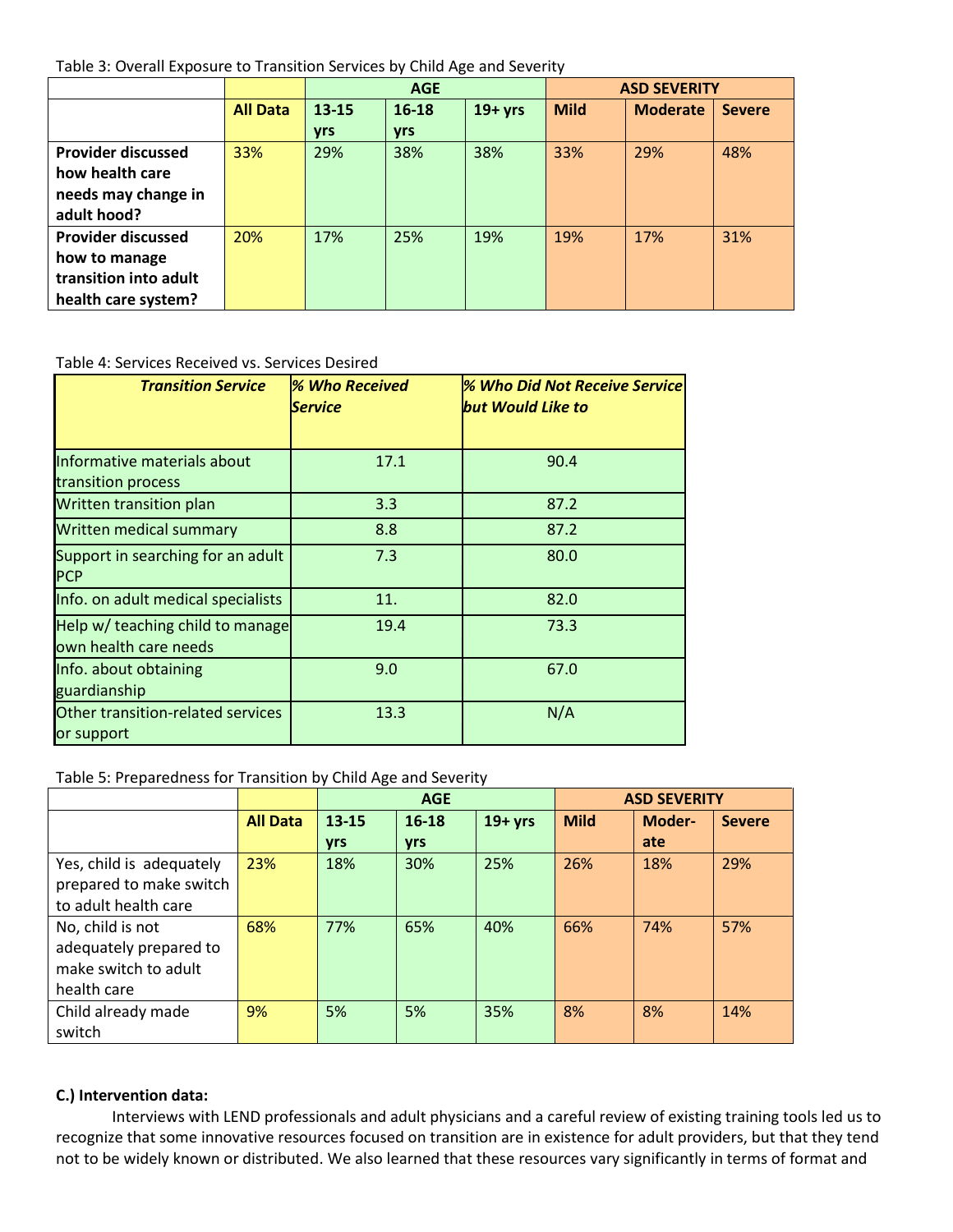Table 3: Overall Exposure to Transition Services by Child Age and Severity

| | | AGE | | | ASD SEVERITY | | |
|---|---|---|---|---|---|---|---|
| | **All Data** | **13-15 yrs** | **16-18 yrs** | **19+ yrs** | **Mild** | **Moderate** | **Severe** |
| **Provider discussed how health care needs may change in adult hood?** | 33% | 29% | 38% | 38% | 33% | 29% | 48% |
| **Provider discussed how to manage transition into adult health care system?** | 20% | 17% | 25% | 19% | 19% | 17% | 31% |

Table 4: Services Received vs. Services Desired

| ***Transition Service*** | ***% Who Received Service*** | ***% Who Did Not Receive Service but Would Like to*** |
|---|---|---|
| Informative materials about transition process | 17.1 | 90.4 |
| Written transition plan | 3.3 | 87.2 |
| Written medical summary | 8.8 | 87.2 |
| Support in searching for an adult PCP | 7.3 | 80.0 |
| Info. on adult medical specialists | 11. | 82.0 |
| Help w/ teaching child to manage own health care needs | 19.4 | 73.3 |
| Info. about obtaining guardianship | 9.0 | 67.0 |
| Other transition-related services or support | 13.3 | N/A |

Table 5: Preparedness for Transition by Child Age and Severity

| | | AGE | | | ASD SEVERITY | | |
|---|---|---|---|---|---|---|---|
| | **All Data** | **13-15 yrs** | **16-18 yrs** | **19+ yrs** | **Mild** | **Moder-ate** | **Severe** |
| Yes, child is adequately prepared to make switch to adult health care | 23% | 18% | 30% | 25% | 26% | 18% | 29% |
| No, child is not adequately prepared to make switch to adult health care | 68% | 77% | 65% | 40% | 66% | 74% | 57% |
| Child already made switch | 9% | 5% | 5% | 35% | 8% | 8% | 14% |

**C.) Intervention data:**

Interviews with LEND professionals and adult physicians and a careful review of existing training tools led us to recognize that some innovative resources focused on transition are in existence for adult providers, but that they tend not to be widely known or distributed. We also learned that these resources vary significantly in terms of format and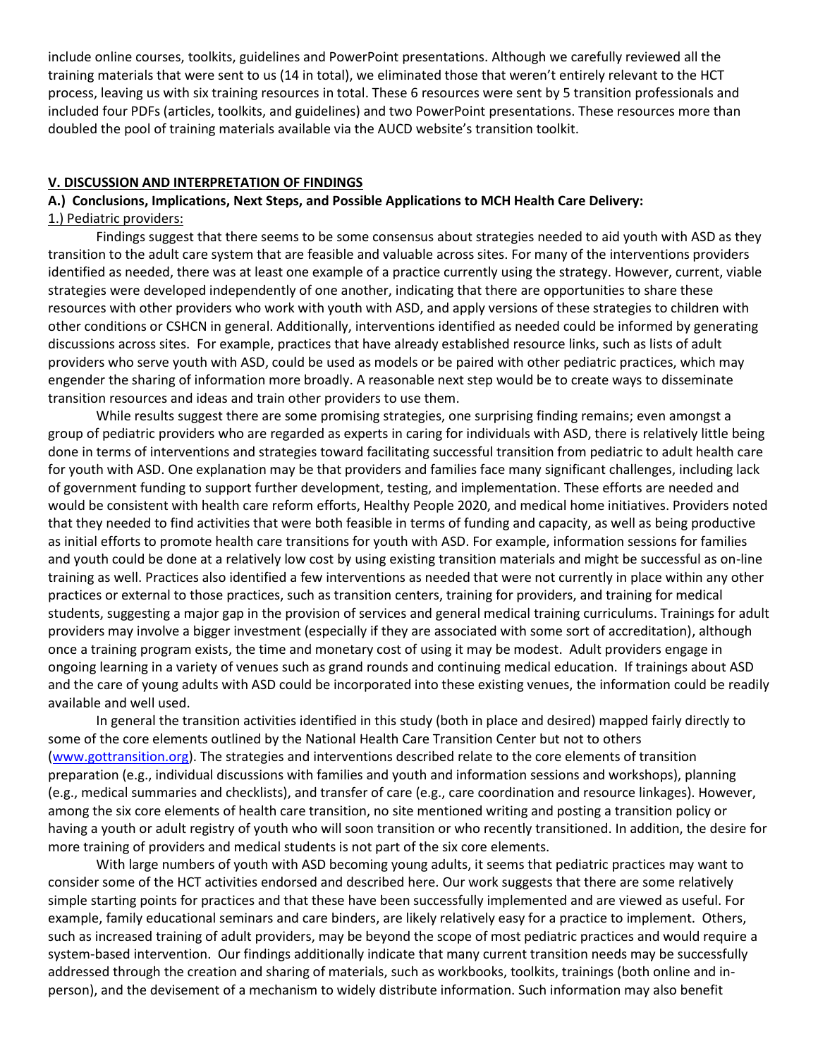include online courses, toolkits, guidelines and PowerPoint presentations. Although we carefully reviewed all the training materials that were sent to us (14 in total), we eliminated those that weren't entirely relevant to the HCT process, leaving us with six training resources in total. These 6 resources were sent by 5 transition professionals and included four PDFs (articles, toolkits, and guidelines) and two PowerPoint presentations. These resources more than doubled the pool of training materials available via the AUCD website's transition toolkit.

## V. DISCUSSION AND INTERPRETATION OF FINDINGS

### A.) Conclusions, Implications, Next Steps, and Possible Applications to MCH Health Care Delivery:

#### 1.) Pediatric providers:

Findings suggest that there seems to be some consensus about strategies needed to aid youth with ASD as they transition to the adult care system that are feasible and valuable across sites. For many of the interventions providers identified as needed, there was at least one example of a practice currently using the strategy. However, current, viable strategies were developed independently of one another, indicating that there are opportunities to share these resources with other providers who work with youth with ASD, and apply versions of these strategies to children with other conditions or CSHCN in general. Additionally, interventions identified as needed could be informed by generating discussions across sites. For example, practices that have already established resource links, such as lists of adult providers who serve youth with ASD, could be used as models or be paired with other pediatric practices, which may engender the sharing of information more broadly. A reasonable next step would be to create ways to disseminate transition resources and ideas and train other providers to use them.

While results suggest there are some promising strategies, one surprising finding remains; even amongst a group of pediatric providers who are regarded as experts in caring for individuals with ASD, there is relatively little being done in terms of interventions and strategies toward facilitating successful transition from pediatric to adult health care for youth with ASD. One explanation may be that providers and families face many significant challenges, including lack of government funding to support further development, testing, and implementation. These efforts are needed and would be consistent with health care reform efforts, Healthy People 2020, and medical home initiatives. Providers noted that they needed to find activities that were both feasible in terms of funding and capacity, as well as being productive as initial efforts to promote health care transitions for youth with ASD. For example, information sessions for families and youth could be done at a relatively low cost by using existing transition materials and might be successful as on-line training as well. Practices also identified a few interventions as needed that were not currently in place within any other practices or external to those practices, such as transition centers, training for providers, and training for medical students, suggesting a major gap in the provision of services and general medical training curriculums. Trainings for adult providers may involve a bigger investment (especially if they are associated with some sort of accreditation), although once a training program exists, the time and monetary cost of using it may be modest. Adult providers engage in ongoing learning in a variety of venues such as grand rounds and continuing medical education. If trainings about ASD and the care of young adults with ASD could be incorporated into these existing venues, the information could be readily available and well used.

In general the transition activities identified in this study (both in place and desired) mapped fairly directly to some of the core elements outlined by the National Health Care Transition Center but not to others (www.gottransition.org). The strategies and interventions described relate to the core elements of transition preparation (e.g., individual discussions with families and youth and information sessions and workshops), planning (e.g., medical summaries and checklists), and transfer of care (e.g., care coordination and resource linkages). However, among the six core elements of health care transition, no site mentioned writing and posting a transition policy or having a youth or adult registry of youth who will soon transition or who recently transitioned. In addition, the desire for more training of providers and medical students is not part of the six core elements.

With large numbers of youth with ASD becoming young adults, it seems that pediatric practices may want to consider some of the HCT activities endorsed and described here. Our work suggests that there are some relatively simple starting points for practices and that these have been successfully implemented and are viewed as useful. For example, family educational seminars and care binders, are likely relatively easy for a practice to implement. Others, such as increased training of adult providers, may be beyond the scope of most pediatric practices and would require a system-based intervention. Our findings additionally indicate that many current transition needs may be successfully addressed through the creation and sharing of materials, such as workbooks, toolkits, trainings (both online and in-person), and the devisement of a mechanism to widely distribute information. Such information may also benefit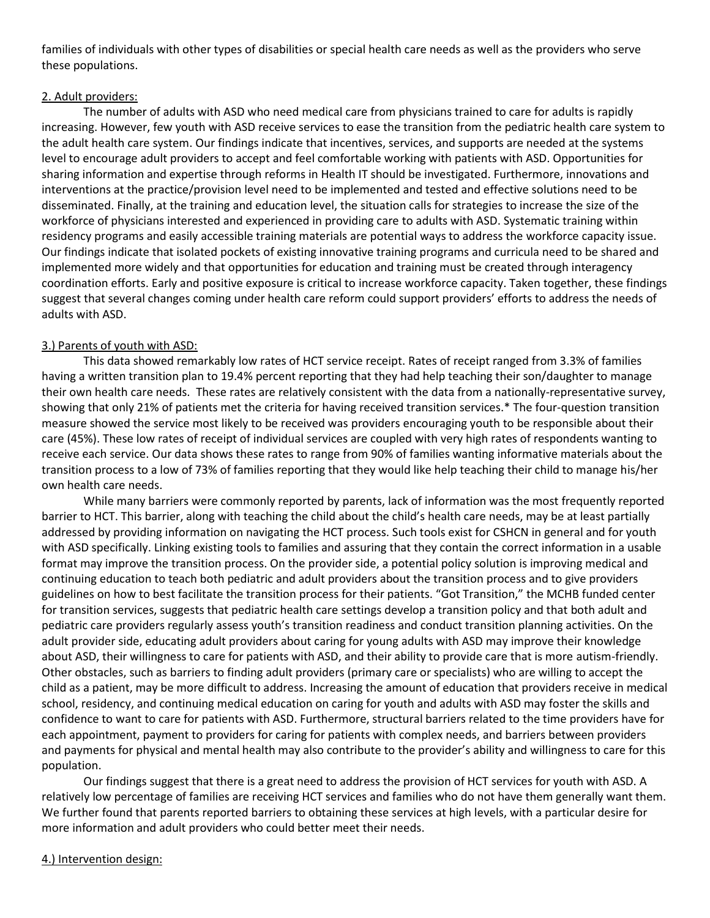families of individuals with other types of disabilities or special health care needs as well as the providers who serve these populations.

<u>2. Adult providers:</u>

The number of adults with ASD who need medical care from physicians trained to care for adults is rapidly increasing. However, few youth with ASD receive services to ease the transition from the pediatric health care system to the adult health care system. Our findings indicate that incentives, services, and supports are needed at the systems level to encourage adult providers to accept and feel comfortable working with patients with ASD. Opportunities for sharing information and expertise through reforms in Health IT should be investigated. Furthermore, innovations and interventions at the practice/provision level need to be implemented and tested and effective solutions need to be disseminated. Finally, at the training and education level, the situation calls for strategies to increase the size of the workforce of physicians interested and experienced in providing care to adults with ASD. Systematic training within residency programs and easily accessible training materials are potential ways to address the workforce capacity issue. Our findings indicate that isolated pockets of existing innovative training programs and curricula need to be shared and implemented more widely and that opportunities for education and training must be created through interagency coordination efforts. Early and positive exposure is critical to increase workforce capacity. Taken together, these findings suggest that several changes coming under health care reform could support providers' efforts to address the needs of adults with ASD.

<u>3.) Parents of youth with ASD:</u>

This data showed remarkably low rates of HCT service receipt. Rates of receipt ranged from 3.3% of families having a written transition plan to 19.4% percent reporting that they had help teaching their son/daughter to manage their own health care needs. These rates are relatively consistent with the data from a nationally-representative survey, showing that only 21% of patients met the criteria for having received transition services.* The four-question transition measure showed the service most likely to be received was providers encouraging youth to be responsible about their care (45%). These low rates of receipt of individual services are coupled with very high rates of respondents wanting to receive each service. Our data shows these rates to range from 90% of families wanting informative materials about the transition process to a low of 73% of families reporting that they would like help teaching their child to manage his/her own health care needs.

While many barriers were commonly reported by parents, lack of information was the most frequently reported barrier to HCT. This barrier, along with teaching the child about the child's health care needs, may be at least partially addressed by providing information on navigating the HCT process. Such tools exist for CSHCN in general and for youth with ASD specifically. Linking existing tools to families and assuring that they contain the correct information in a usable format may improve the transition process. On the provider side, a potential policy solution is improving medical and continuing education to teach both pediatric and adult providers about the transition process and to give providers guidelines on how to best facilitate the transition process for their patients. "Got Transition," the MCHB funded center for transition services, suggests that pediatric health care settings develop a transition policy and that both adult and pediatric care providers regularly assess youth's transition readiness and conduct transition planning activities. On the adult provider side, educating adult providers about caring for young adults with ASD may improve their knowledge about ASD, their willingness to care for patients with ASD, and their ability to provide care that is more autism-friendly. Other obstacles, such as barriers to finding adult providers (primary care or specialists) who are willing to accept the child as a patient, may be more difficult to address. Increasing the amount of education that providers receive in medical school, residency, and continuing medical education on caring for youth and adults with ASD may foster the skills and confidence to want to care for patients with ASD. Furthermore, structural barriers related to the time providers have for each appointment, payment to providers for caring for patients with complex needs, and barriers between providers and payments for physical and mental health may also contribute to the provider's ability and willingness to care for this population.

Our findings suggest that there is a great need to address the provision of HCT services for youth with ASD. A relatively low percentage of families are receiving HCT services and families who do not have them generally want them. We further found that parents reported barriers to obtaining these services at high levels, with a particular desire for more information and adult providers who could better meet their needs.

<u>4.) Intervention design:</u>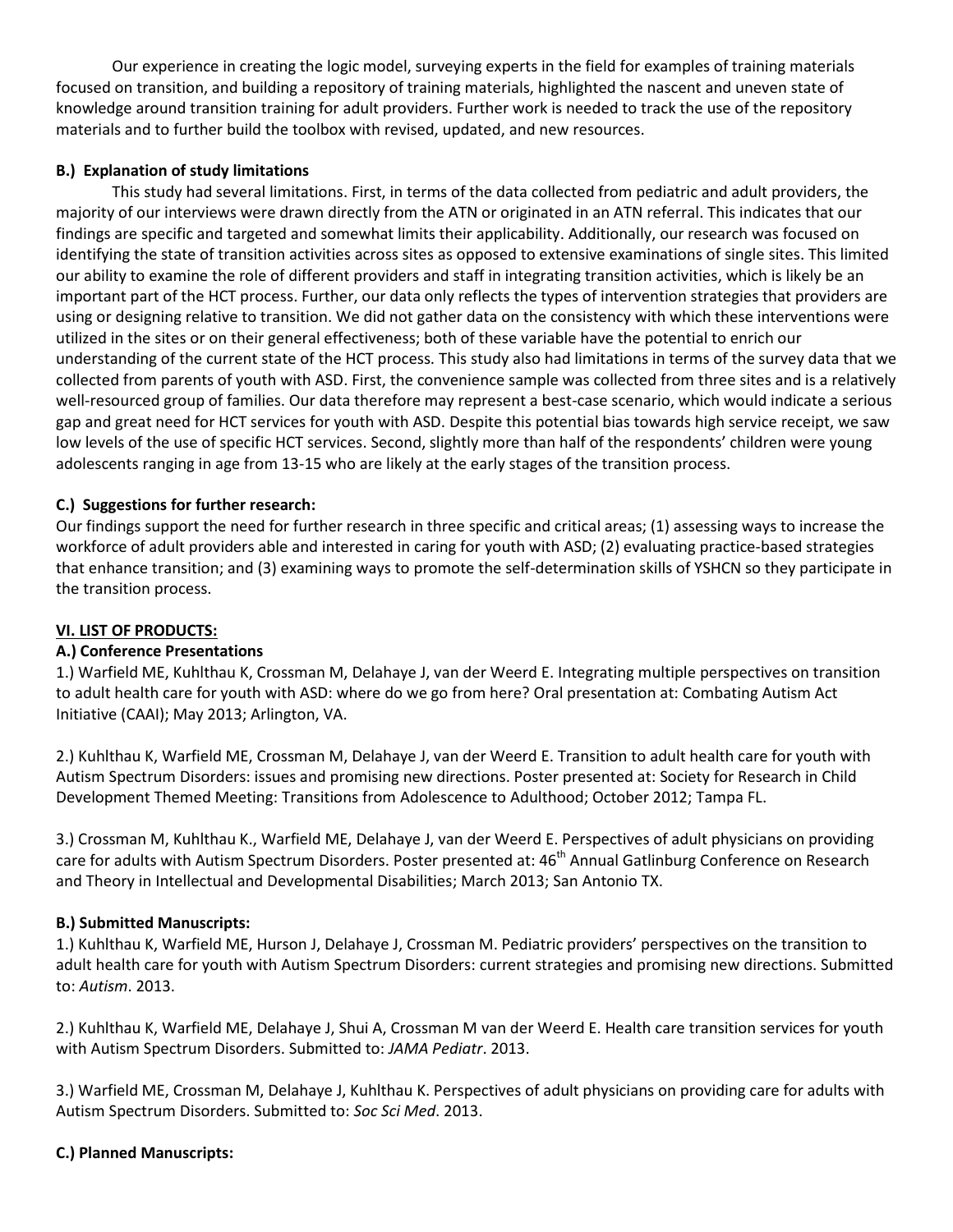Our experience in creating the logic model, surveying experts in the field for examples of training materials focused on transition, and building a repository of training materials, highlighted the nascent and uneven state of knowledge around transition training for adult providers. Further work is needed to track the use of the repository materials and to further build the toolbox with revised, updated, and new resources.

**B.) Explanation of study limitations**

This study had several limitations. First, in terms of the data collected from pediatric and adult providers, the majority of our interviews were drawn directly from the ATN or originated in an ATN referral. This indicates that our findings are specific and targeted and somewhat limits their applicability. Additionally, our research was focused on identifying the state of transition activities across sites as opposed to extensive examinations of single sites. This limited our ability to examine the role of different providers and staff in integrating transition activities, which is likely be an important part of the HCT process. Further, our data only reflects the types of intervention strategies that providers are using or designing relative to transition. We did not gather data on the consistency with which these interventions were utilized in the sites or on their general effectiveness; both of these variable have the potential to enrich our understanding of the current state of the HCT process. This study also had limitations in terms of the survey data that we collected from parents of youth with ASD. First, the convenience sample was collected from three sites and is a relatively well-resourced group of families. Our data therefore may represent a best-case scenario, which would indicate a serious gap and great need for HCT services for youth with ASD. Despite this potential bias towards high service receipt, we saw low levels of the use of specific HCT services. Second, slightly more than half of the respondents' children were young adolescents ranging in age from 13-15 who are likely at the early stages of the transition process.

**C.) Suggestions for further research:**

Our findings support the need for further research in three specific and critical areas; (1) assessing ways to increase the workforce of adult providers able and interested in caring for youth with ASD; (2) evaluating practice-based strategies that enhance transition; and (3) examining ways to promote the self-determination skills of YSHCN so they participate in the transition process.

## VI. LIST OF PRODUCTS:

**A.) Conference Presentations**

1.) Warfield ME, Kuhlthau K, Crossman M, Delahaye J, van der Weerd E. Integrating multiple perspectives on transition to adult health care for youth with ASD: where do we go from here? Oral presentation at: Combating Autism Act Initiative (CAAI); May 2013; Arlington, VA.

2.) Kuhlthau K, Warfield ME, Crossman M, Delahaye J, van der Weerd E. Transition to adult health care for youth with Autism Spectrum Disorders: issues and promising new directions. Poster presented at: Society for Research in Child Development Themed Meeting: Transitions from Adolescence to Adulthood; October 2012; Tampa FL.

3.) Crossman M, Kuhlthau K., Warfield ME, Delahaye J, van der Weerd E. Perspectives of adult physicians on providing care for adults with Autism Spectrum Disorders. Poster presented at: 46th Annual Gatlinburg Conference on Research and Theory in Intellectual and Developmental Disabilities; March 2013; San Antonio TX.

**B.) Submitted Manuscripts:**

1.) Kuhlthau K, Warfield ME, Hurson J, Delahaye J, Crossman M. Pediatric providers' perspectives on the transition to adult health care for youth with Autism Spectrum Disorders: current strategies and promising new directions. Submitted to: *Autism*. 2013.

2.) Kuhlthau K, Warfield ME, Delahaye J, Shui A, Crossman M van der Weerd E. Health care transition services for youth with Autism Spectrum Disorders. Submitted to: *JAMA Pediatr*. 2013.

3.) Warfield ME, Crossman M, Delahaye J, Kuhlthau K. Perspectives of adult physicians on providing care for adults with Autism Spectrum Disorders. Submitted to: *Soc Sci Med*. 2013.

**C.) Planned Manuscripts:**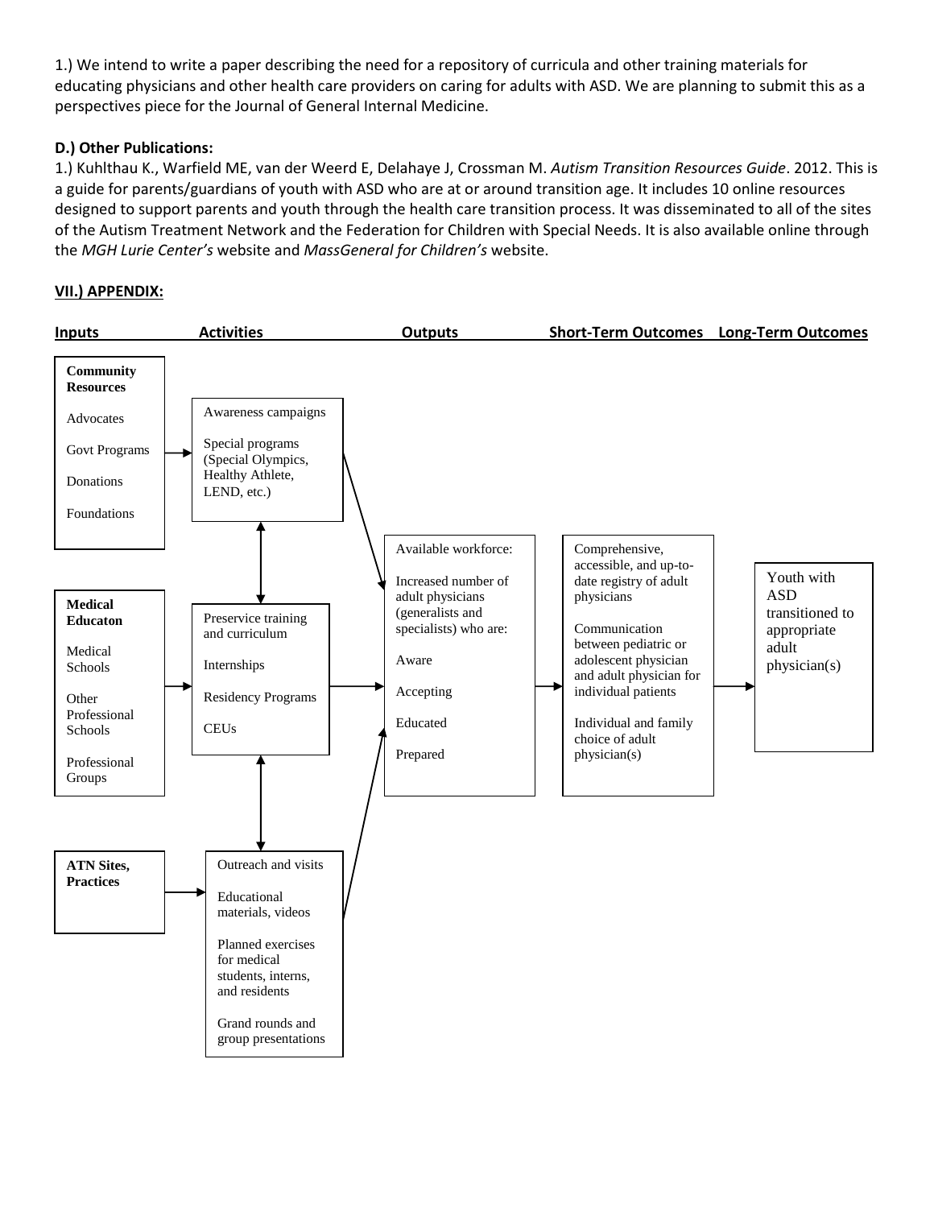1.) We intend to write a paper describing the need for a repository of curricula and other training materials for educating physicians and other health care providers on caring for adults with ASD. We are planning to submit this as a perspectives piece for the Journal of General Internal Medicine.

**D.) Other Publications:**

1.) Kuhlthau K., Warfield ME, van der Weerd E, Delahaye J, Crossman M. *Autism Transition Resources Guide*. 2012. This is a guide for parents/guardians of youth with ASD who are at or around transition age. It includes 10 online resources designed to support parents and youth through the health care transition process. It was disseminated to all of the sites of the Autism Treatment Network and the Federation for Children with Special Needs. It is also available online through the *MGH Lurie Center's* website and *MassGeneral for Children's* website.

**VII.) APPENDIX:**

| Inputs | Activities | Outputs | Short-Term Outcomes | Long-Term Outcomes |
|---|---|---|---|---|
| **Community Resources**<br>Advocates<br>Govt Programs<br>Donations<br>Foundations | Awareness campaigns<br>Special programs (Special Olympics, Healthy Athlete, LEND, etc.) | | | |
| **Medical Educaton**<br>Medical Schools<br>Other Professional Schools<br>Professional Groups | Preservice training and curriculum<br>Internships<br>Residency Programs<br>CEUs | Available workforce:<br>Increased number of adult physicians (generalists and specialists) who are:<br>Aware<br>Accepting<br>Educated<br>Prepared | Comprehensive, accessible, and up-to-date registry of adult physicians<br>Communication between pediatric or adolescent physician and adult physician for individual patients<br>Individual and family choice of adult physician(s) | Youth with ASD transitioned to appropriate adult physician(s) |
| **ATN Sites, Practices** | Outreach and visits<br>Educational materials, videos<br>Planned exercises for medical students, interns, and residents<br>Grand rounds and group presentations | | | |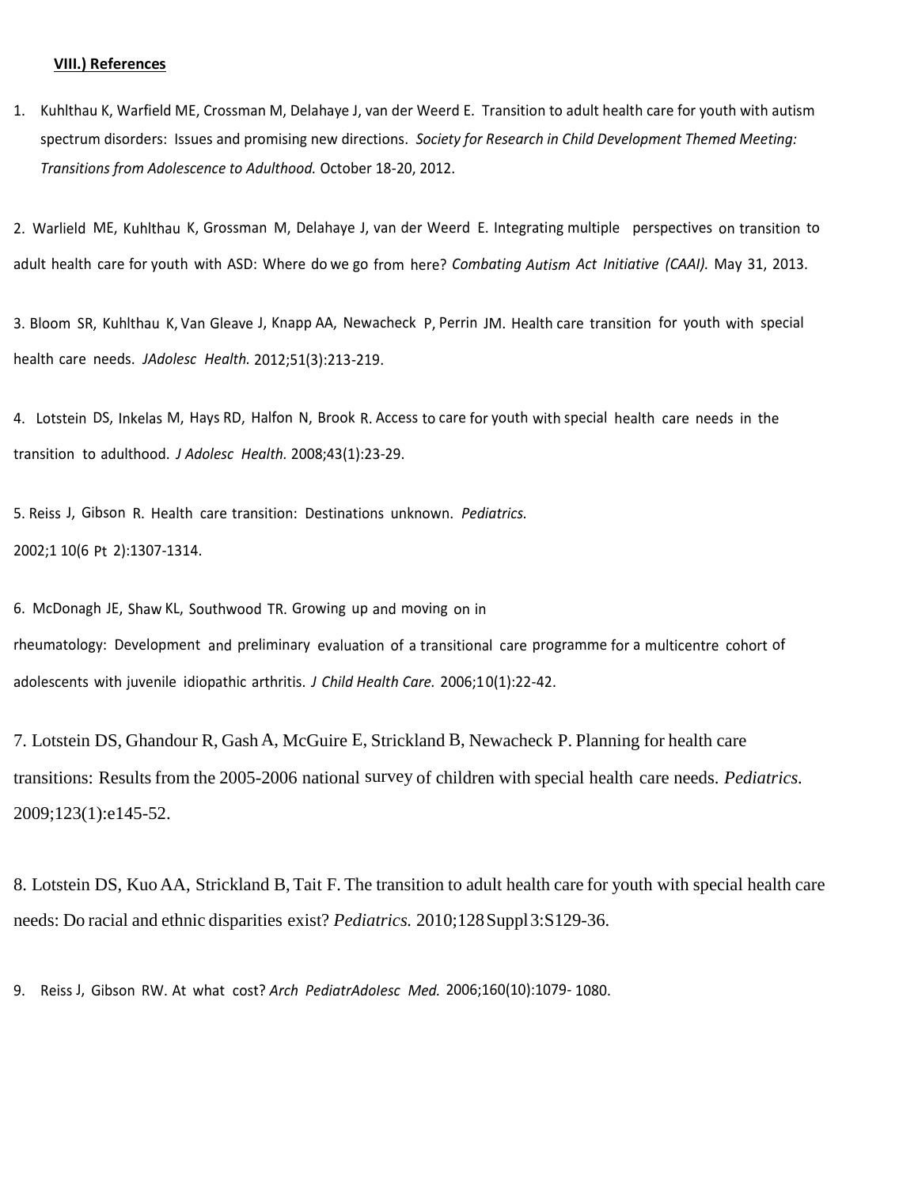**VIII.) References**

1. Kuhlthau K, Warfield ME, Crossman M, Delahaye J, van der Weerd E. Transition to adult health care for youth with autism spectrum disorders: Issues and promising new directions. *Society for Research in Child Development Themed Meeting: Transitions from Adolescence to Adulthood.* October 18-20, 2012.

2. Warlield ME, Kuhlthau K, Grossman M, Delahaye J, van der Weerd E. Integrating multiple perspectives on transition to adult health care for youth with ASD: Where do we go from here? *Combating Autism Act Initiative (CAAI).* May 31, 2013.

3. Bloom SR, Kuhlthau K, Van Gleave J, Knapp AA, Newacheck P, Perrin JM. Health care transition for youth with special health care needs. *JAdolesc Health.* 2012;51(3):213-219.

4. Lotstein DS, Inkelas M, Hays RD, Halfon N, Brook R. Access to care for youth with special health care needs in the transition to adulthood. *J Adolesc Health*. 2008;43(1):23-29.

5. Reiss J, Gibson R. Health care transition: Destinations unknown. *Pediatrics.* 2002;1 10(6 Pt 2):1307-1314.

6. McDonagh JE, Shaw KL, Southwood TR. Growing up and moving on in rheumatology: Development and preliminary evaluation of a transitional care programme for a multicentre cohort of adolescents with juvenile idiopathic arthritis. *J Child Health Care.* 2006;10(1):22-42.

7. Lotstein DS, Ghandour R, Gash A, McGuire E, Strickland B, Newacheck P. Planning for health care transitions: Results from the 2005-2006 national survey of children with special health care needs. *Pediatrics.* 2009;123(1):e145-52.

8. Lotstein DS, Kuo AA, Strickland B, Tait F. The transition to adult health care for youth with special health care needs: Do racial and ethnic disparities exist? *Pediatrics.* 2010;128 Suppl 3:S129-36.

9. Reiss J, Gibson RW. At what cost? *Arch PediatrAdolesc Med.* 2006;160(10):1079- 1080.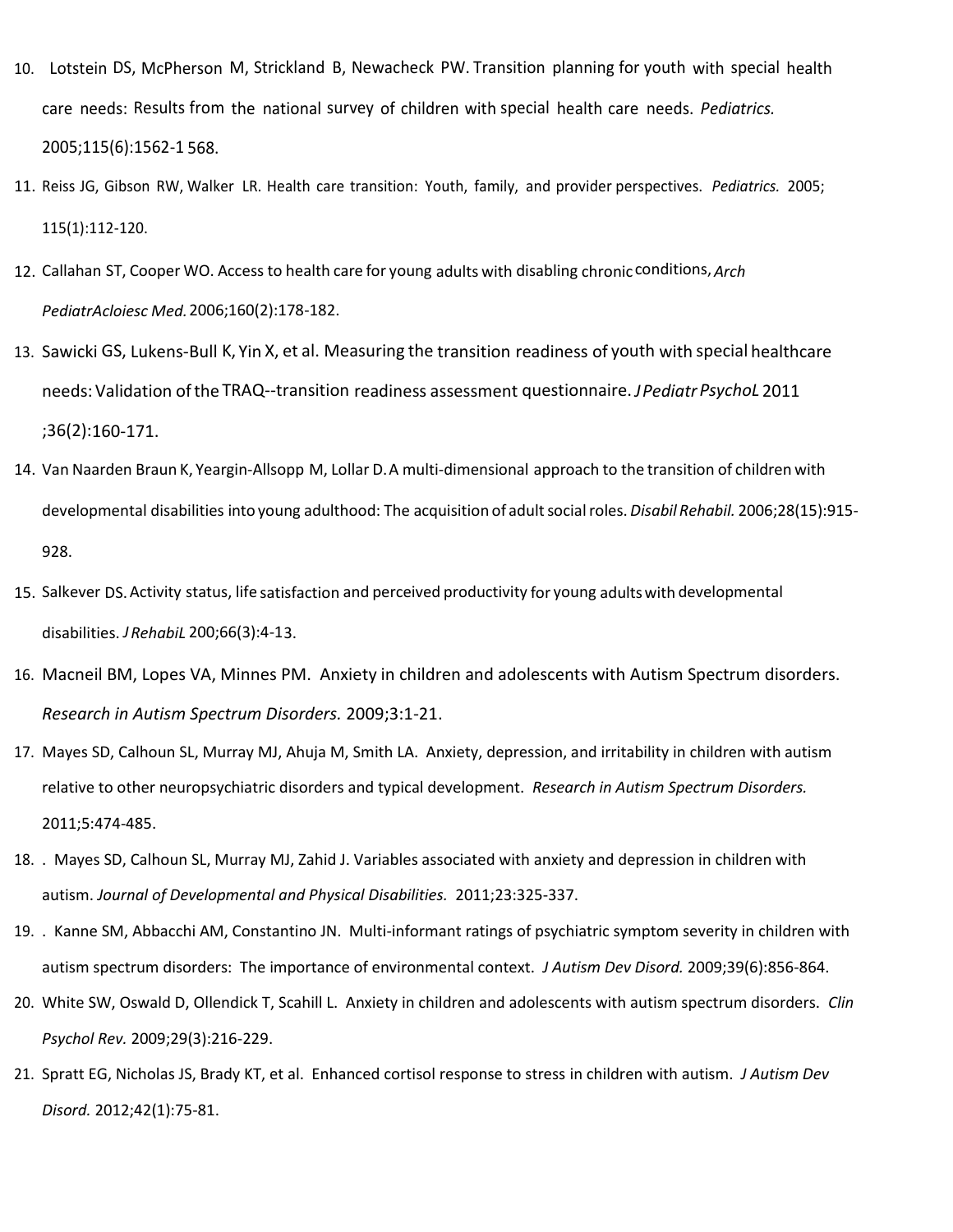10. Lotstein DS, McPherson M, Strickland B, Newacheck PW. Transition planning for youth with special health care needs: Results from the national survey of children with special health care needs. *Pediatrics.* 2005;115(6):1562-1 568.
11. Reiss JG, Gibson RW, Walker LR. Health care transition: Youth, family, and provider perspectives. *Pediatrics.* 2005; 115(1):112-120.
12. Callahan ST, Cooper WO. Access to health care for young adults with disabling chronic conditions, *Arch PediatrAcloiesc Med.* 2006;160(2):178-182.
13. Sawicki GS, Lukens-Bull K, Yin X, et al. Measuring the transition readiness of youth with special healthcare needs: Validation of the TRAQ--transition readiness assessment questionnaire. *J Pediatr PsychoL* 2011 ;36(2):160-171.
14. Van Naarden Braun K, Yeargin-Allsopp M, Lollar D. A multi-dimensional approach to the transition of children with developmental disabilities into young adulthood: The acquisition of adult social roles. *Disabil Rehabil.* 2006;28(15):915-928.
15. Salkever DS. Activity status, life satisfaction and perceived productivity for young adults with developmental disabilities. *J RehabiL* 200;66(3):4-13.
16. Macneil BM, Lopes VA, Minnes PM. Anxiety in children and adolescents with Autism Spectrum disorders. *Research in Autism Spectrum Disorders.* 2009;3:1-21.
17. Mayes SD, Calhoun SL, Murray MJ, Ahuja M, Smith LA. Anxiety, depression, and irritability in children with autism relative to other neuropsychiatric disorders and typical development. *Research in Autism Spectrum Disorders.* 2011;5:474-485.
18. . Mayes SD, Calhoun SL, Murray MJ, Zahid J. Variables associated with anxiety and depression in children with autism. *Journal of Developmental and Physical Disabilities.* 2011;23:325-337.
19. . Kanne SM, Abbacchi AM, Constantino JN. Multi-informant ratings of psychiatric symptom severity in children with autism spectrum disorders: The importance of environmental context. *J Autism Dev Disord.* 2009;39(6):856-864.
20. White SW, Oswald D, Ollendick T, Scahill L. Anxiety in children and adolescents with autism spectrum disorders. *Clin Psychol Rev.* 2009;29(3):216-229.
21. Spratt EG, Nicholas JS, Brady KT, et al. Enhanced cortisol response to stress in children with autism. *J Autism Dev Disord.* 2012;42(1):75-81.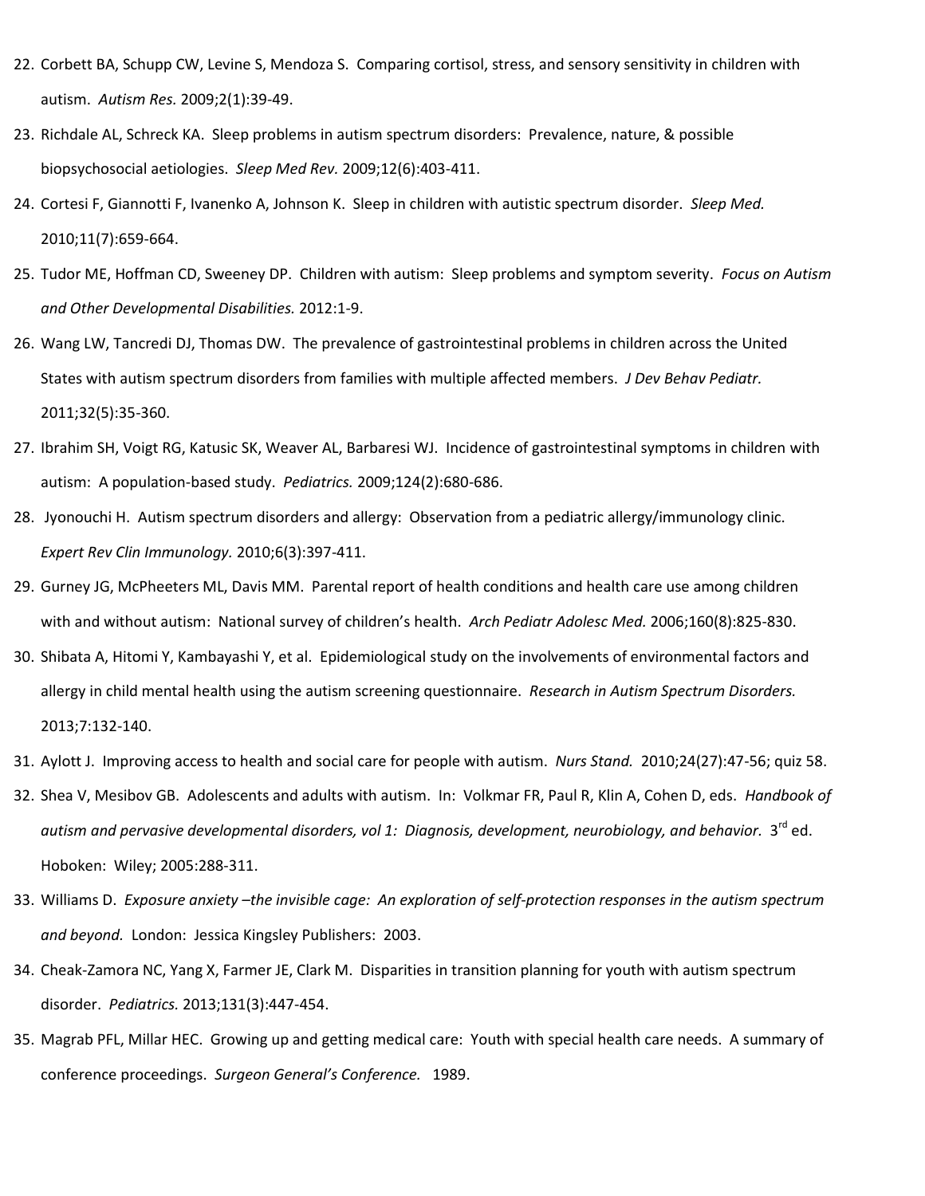22. Corbett BA, Schupp CW, Levine S, Mendoza S. Comparing cortisol, stress, and sensory sensitivity in children with autism. *Autism Res.* 2009;2(1):39-49.
23. Richdale AL, Schreck KA. Sleep problems in autism spectrum disorders: Prevalence, nature, & possible biopsychosocial aetiologies. *Sleep Med Rev.* 2009;12(6):403-411.
24. Cortesi F, Giannotti F, Ivanenko A, Johnson K. Sleep in children with autistic spectrum disorder. *Sleep Med.* 2010;11(7):659-664.
25. Tudor ME, Hoffman CD, Sweeney DP. Children with autism: Sleep problems and symptom severity. *Focus on Autism and Other Developmental Disabilities.* 2012:1-9.
26. Wang LW, Tancredi DJ, Thomas DW. The prevalence of gastrointestinal problems in children across the United States with autism spectrum disorders from families with multiple affected members. *J Dev Behav Pediatr.* 2011;32(5):35-360.
27. Ibrahim SH, Voigt RG, Katusic SK, Weaver AL, Barbaresi WJ. Incidence of gastrointestinal symptoms in children with autism: A population-based study. *Pediatrics.* 2009;124(2):680-686.
28. Jyonouchi H. Autism spectrum disorders and allergy: Observation from a pediatric allergy/immunology clinic. *Expert Rev Clin Immunology.* 2010;6(3):397-411.
29. Gurney JG, McPheeters ML, Davis MM. Parental report of health conditions and health care use among children with and without autism: National survey of children's health. *Arch Pediatr Adolesc Med.* 2006;160(8):825-830.
30. Shibata A, Hitomi Y, Kambayashi Y, et al. Epidemiological study on the involvements of environmental factors and allergy in child mental health using the autism screening questionnaire. *Research in Autism Spectrum Disorders.* 2013;7:132-140.
31. Aylott J. Improving access to health and social care for people with autism. *Nurs Stand.* 2010;24(27):47-56; quiz 58.
32. Shea V, Mesibov GB. Adolescents and adults with autism. In: Volkmar FR, Paul R, Klin A, Cohen D, eds. *Handbook of autism and pervasive developmental disorders, vol 1: Diagnosis, development, neurobiology, and behavior.* 3rd ed. Hoboken: Wiley; 2005:288-311.
33. Williams D. *Exposure anxiety –the invisible cage: An exploration of self-protection responses in the autism spectrum and beyond.* London: Jessica Kingsley Publishers: 2003.
34. Cheak-Zamora NC, Yang X, Farmer JE, Clark M. Disparities in transition planning for youth with autism spectrum disorder. *Pediatrics.* 2013;131(3):447-454.
35. Magrab PFL, Millar HEC. Growing up and getting medical care: Youth with special health care needs. A summary of conference proceedings. *Surgeon General's Conference.* 1989.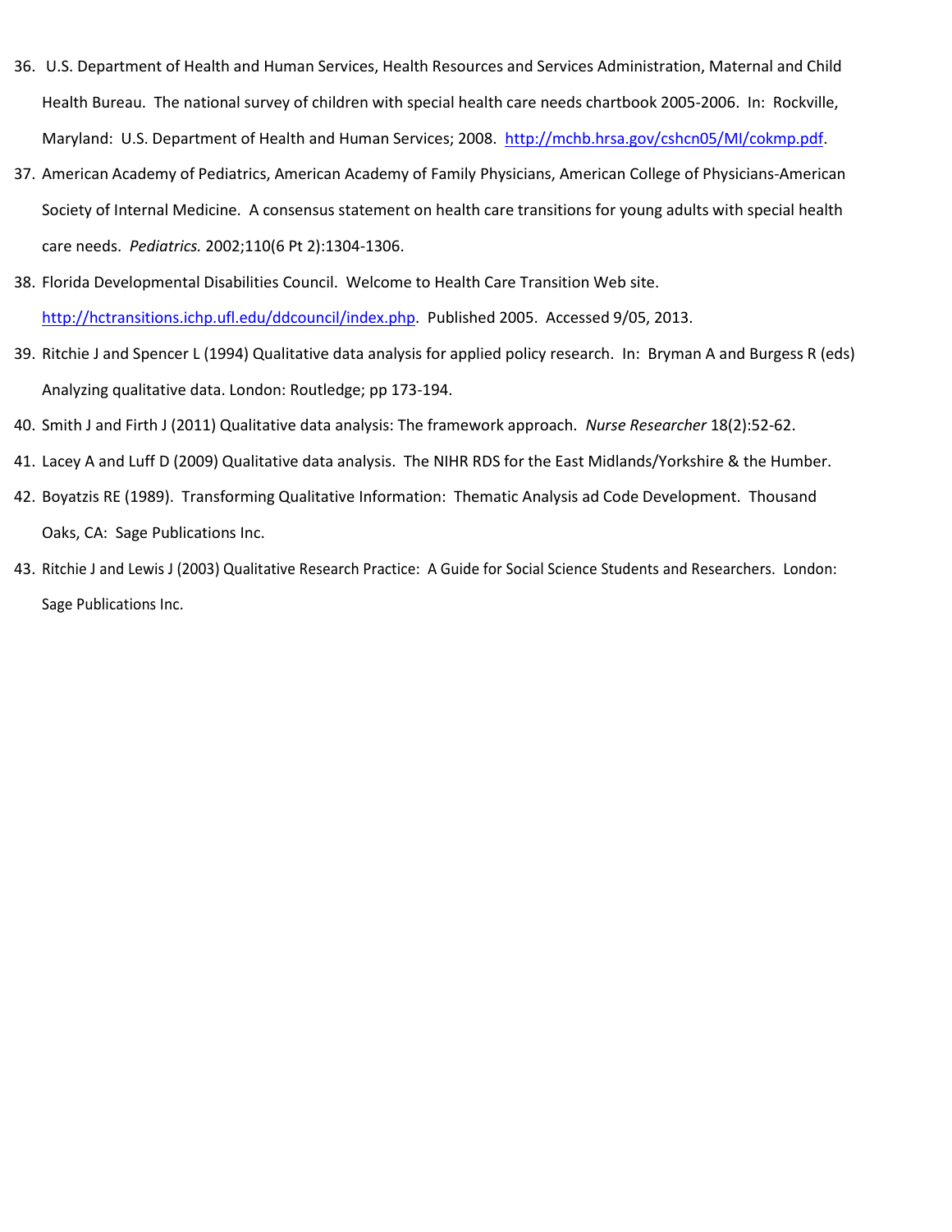36. U.S. Department of Health and Human Services, Health Resources and Services Administration, Maternal and Child Health Bureau. The national survey of children with special health care needs chartbook 2005-2006. In: Rockville, Maryland: U.S. Department of Health and Human Services; 2008. http://mchb.hrsa.gov/cshcn05/MI/cokmp.pdf.
37. American Academy of Pediatrics, American Academy of Family Physicians, American College of Physicians-American Society of Internal Medicine. A consensus statement on health care transitions for young adults with special health care needs. *Pediatrics.* 2002;110(6 Pt 2):1304-1306.
38. Florida Developmental Disabilities Council. Welcome to Health Care Transition Web site. http://hctransitions.ichp.ufl.edu/ddcouncil/index.php. Published 2005. Accessed 9/05, 2013.
39. Ritchie J and Spencer L (1994) Qualitative data analysis for applied policy research. In: Bryman A and Burgess R (eds) Analyzing qualitative data. London: Routledge; pp 173-194.
40. Smith J and Firth J (2011) Qualitative data analysis: The framework approach. *Nurse Researcher* 18(2):52-62.
41. Lacey A and Luff D (2009) Qualitative data analysis. The NIHR RDS for the East Midlands/Yorkshire & the Humber.
42. Boyatzis RE (1989). Transforming Qualitative Information: Thematic Analysis ad Code Development. Thousand Oaks, CA: Sage Publications Inc.
43. Ritchie J and Lewis J (2003) Qualitative Research Practice: A Guide for Social Science Students and Researchers. London: Sage Publications Inc.